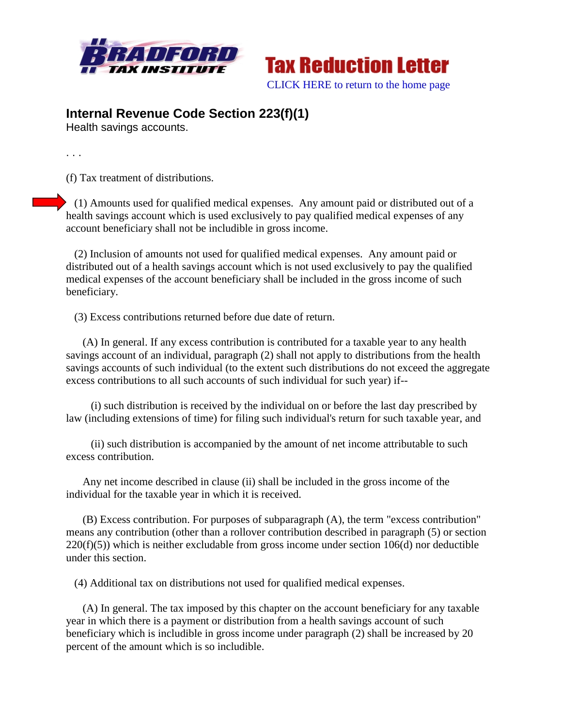Bradford Tax Institute — **Tax Reduction Letter**

CLICK HERE to return to the home page

## Internal Revenue Code Section 223(f)(1)

Health savings accounts.

. . .

(f) Tax treatment of distributions.

(1) Amounts used for qualified medical expenses. Any amount paid or distributed out of a health savings account which is used exclusively to pay qualified medical expenses of any account beneficiary shall not be includible in gross income.

(2) Inclusion of amounts not used for qualified medical expenses. Any amount paid or distributed out of a health savings account which is not used exclusively to pay the qualified medical expenses of the account beneficiary shall be included in the gross income of such beneficiary.

(3) Excess contributions returned before due date of return.

(A) In general. If any excess contribution is contributed for a taxable year to any health savings account of an individual, paragraph (2) shall not apply to distributions from the health savings accounts of such individual (to the extent such distributions do not exceed the aggregate excess contributions to all such accounts of such individual for such year) if--

(i) such distribution is received by the individual on or before the last day prescribed by law (including extensions of time) for filing such individual's return for such taxable year, and

(ii) such distribution is accompanied by the amount of net income attributable to such excess contribution.

Any net income described in clause (ii) shall be included in the gross income of the individual for the taxable year in which it is received.

(B) Excess contribution. For purposes of subparagraph (A), the term "excess contribution" means any contribution (other than a rollover contribution described in paragraph (5) or section 220(f)(5)) which is neither excludable from gross income under section 106(d) nor deductible under this section.

(4) Additional tax on distributions not used for qualified medical expenses.

(A) In general. The tax imposed by this chapter on the account beneficiary for any taxable year in which there is a payment or distribution from a health savings account of such beneficiary which is includible in gross income under paragraph (2) shall be increased by 20 percent of the amount which is so includible.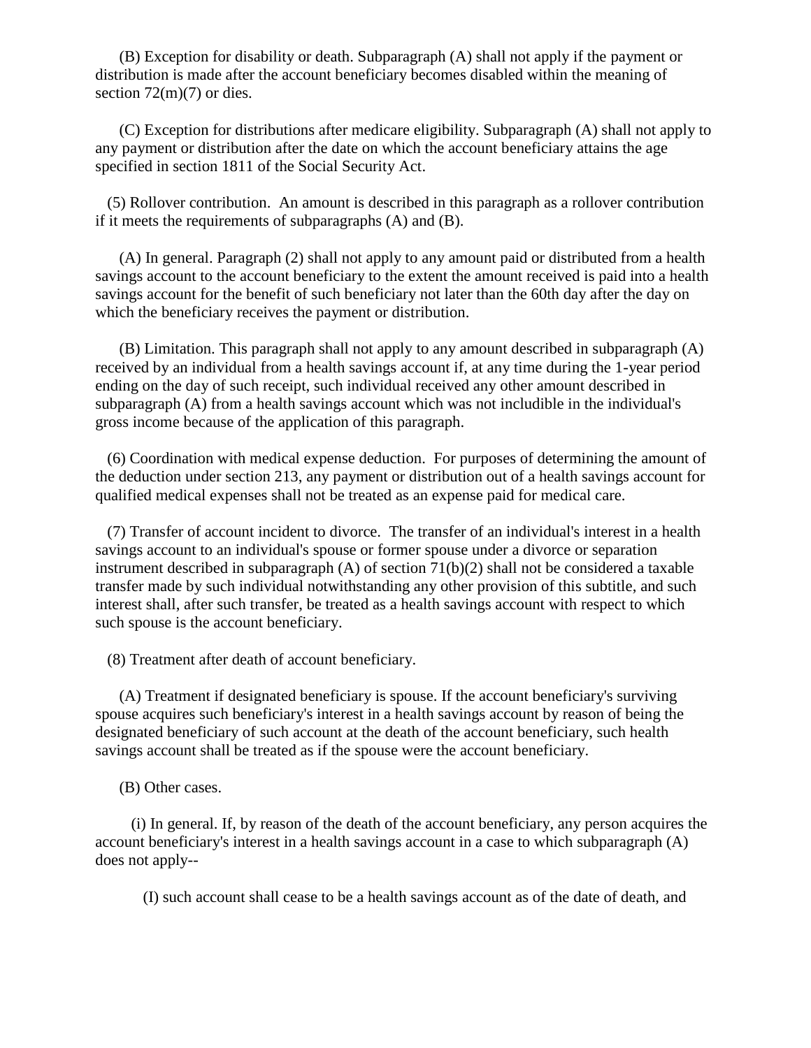(B) Exception for disability or death. Subparagraph (A) shall not apply if the payment or distribution is made after the account beneficiary becomes disabled within the meaning of section 72(m)(7) or dies.

(C) Exception for distributions after medicare eligibility. Subparagraph (A) shall not apply to any payment or distribution after the date on which the account beneficiary attains the age specified in section 1811 of the Social Security Act.

(5) Rollover contribution. An amount is described in this paragraph as a rollover contribution if it meets the requirements of subparagraphs (A) and (B).

(A) In general. Paragraph (2) shall not apply to any amount paid or distributed from a health savings account to the account beneficiary to the extent the amount received is paid into a health savings account for the benefit of such beneficiary not later than the 60th day after the day on which the beneficiary receives the payment or distribution.

(B) Limitation. This paragraph shall not apply to any amount described in subparagraph (A) received by an individual from a health savings account if, at any time during the 1-year period ending on the day of such receipt, such individual received any other amount described in subparagraph (A) from a health savings account which was not includible in the individual's gross income because of the application of this paragraph.

(6) Coordination with medical expense deduction. For purposes of determining the amount of the deduction under section 213, any payment or distribution out of a health savings account for qualified medical expenses shall not be treated as an expense paid for medical care.

(7) Transfer of account incident to divorce. The transfer of an individual's interest in a health savings account to an individual's spouse or former spouse under a divorce or separation instrument described in subparagraph (A) of section 71(b)(2) shall not be considered a taxable transfer made by such individual notwithstanding any other provision of this subtitle, and such interest shall, after such transfer, be treated as a health savings account with respect to which such spouse is the account beneficiary.

(8) Treatment after death of account beneficiary.

(A) Treatment if designated beneficiary is spouse. If the account beneficiary's surviving spouse acquires such beneficiary's interest in a health savings account by reason of being the designated beneficiary of such account at the death of the account beneficiary, such health savings account shall be treated as if the spouse were the account beneficiary.

(B) Other cases.

(i) In general. If, by reason of the death of the account beneficiary, any person acquires the account beneficiary's interest in a health savings account in a case to which subparagraph (A) does not apply--

(I) such account shall cease to be a health savings account as of the date of death, and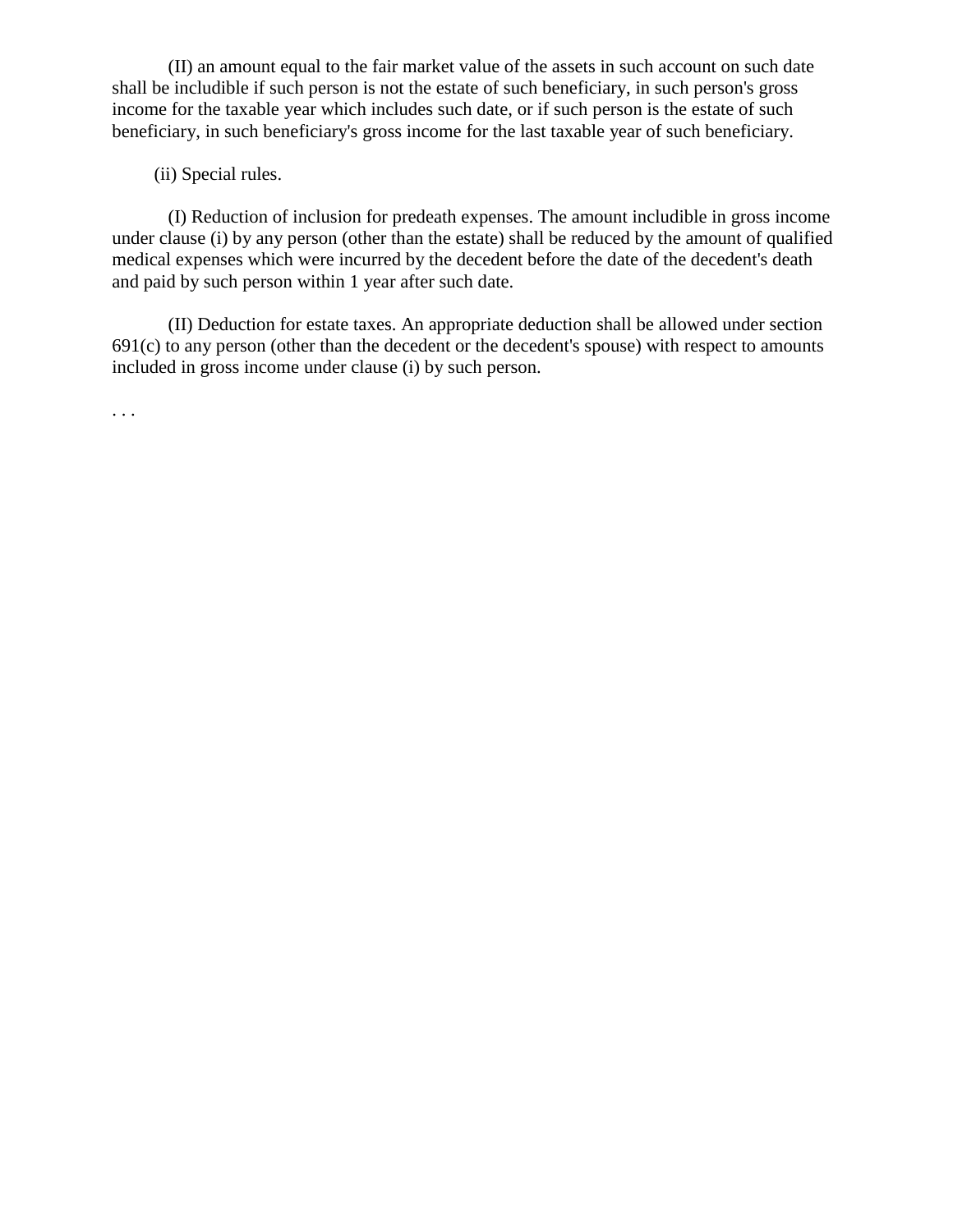(II) an amount equal to the fair market value of the assets in such account on such date shall be includible if such person is not the estate of such beneficiary, in such person's gross income for the taxable year which includes such date, or if such person is the estate of such beneficiary, in such beneficiary's gross income for the last taxable year of such beneficiary.

(ii) Special rules.

(I) Reduction of inclusion for predeath expenses. The amount includible in gross income under clause (i) by any person (other than the estate) shall be reduced by the amount of qualified medical expenses which were incurred by the decedent before the date of the decedent's death and paid by such person within 1 year after such date.

(II) Deduction for estate taxes. An appropriate deduction shall be allowed under section 691(c) to any person (other than the decedent or the decedent's spouse) with respect to amounts included in gross income under clause (i) by such person.

. . .